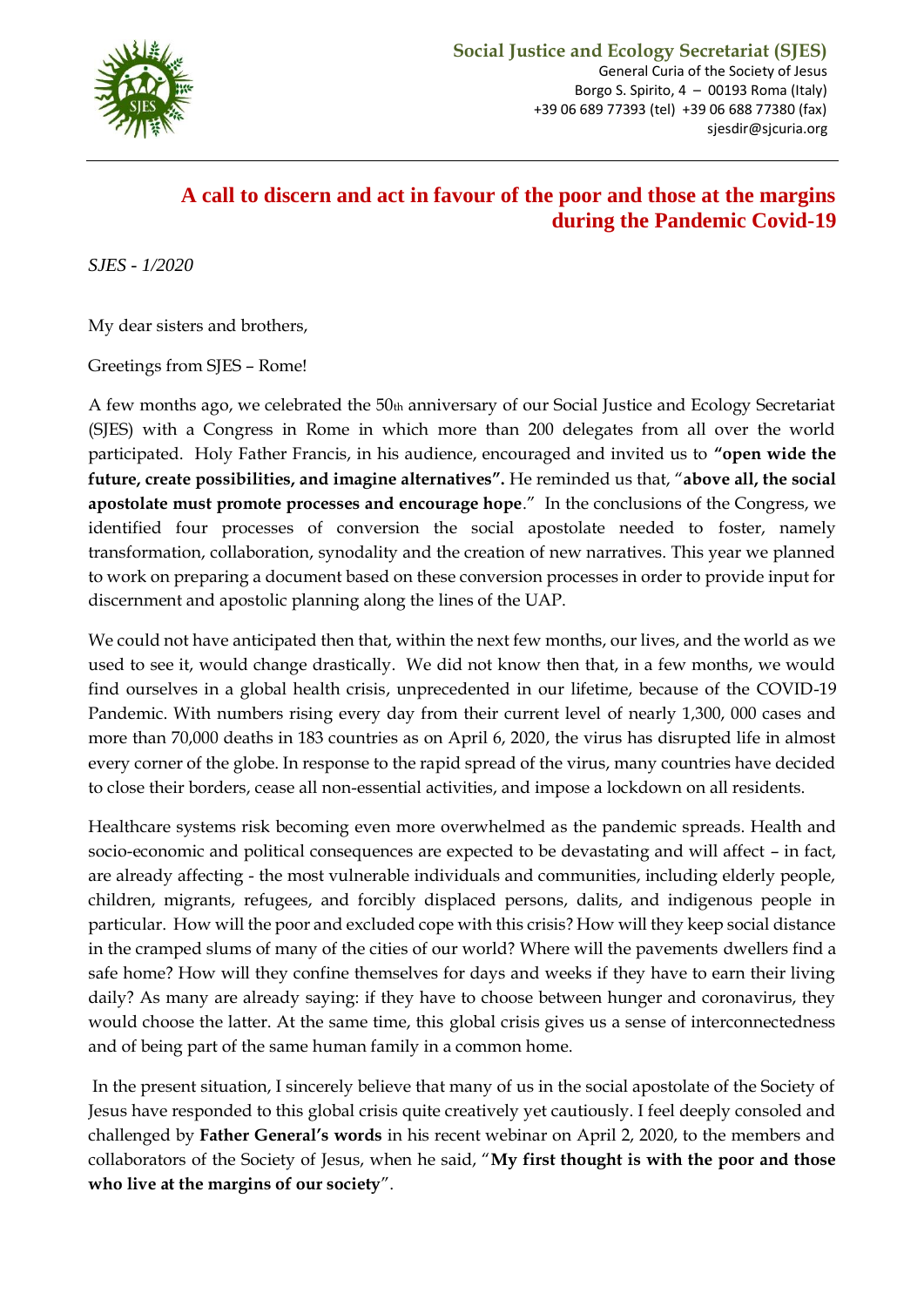**Social Justice and Ecology Secretariat (SJES)**
General Curia of the Society of Jesus
Borgo S. Spirito, 4 – 00193 Roma (Italy)
+39 06 689 77393 (tel) +39 06 688 77380 (fax)
sjesdir@sjcuria.org

# A call to discern and act in favour of the poor and those at the margins during the Pandemic Covid-19

*SJES - 1/2020*

My dear sisters and brothers,

Greetings from SJES – Rome!

A few months ago, we celebrated the 50th anniversary of our Social Justice and Ecology Secretariat (SJES) with a Congress in Rome in which more than 200 delegates from all over the world participated. Holy Father Francis, in his audience, encouraged and invited us to **"open wide the future, create possibilities, and imagine alternatives".** He reminded us that, "**above all, the social apostolate must promote processes and encourage hope**." In the conclusions of the Congress, we identified four processes of conversion the social apostolate needed to foster, namely transformation, collaboration, synodality and the creation of new narratives. This year we planned to work on preparing a document based on these conversion processes in order to provide input for discernment and apostolic planning along the lines of the UAP.

We could not have anticipated then that, within the next few months, our lives, and the world as we used to see it, would change drastically. We did not know then that, in a few months, we would find ourselves in a global health crisis, unprecedented in our lifetime, because of the COVID-19 Pandemic. With numbers rising every day from their current level of nearly 1,300, 000 cases and more than 70,000 deaths in 183 countries as on April 6, 2020, the virus has disrupted life in almost every corner of the globe. In response to the rapid spread of the virus, many countries have decided to close their borders, cease all non-essential activities, and impose a lockdown on all residents.

Healthcare systems risk becoming even more overwhelmed as the pandemic spreads. Health and socio-economic and political consequences are expected to be devastating and will affect – in fact, are already affecting - the most vulnerable individuals and communities, including elderly people, children, migrants, refugees, and forcibly displaced persons, dalits, and indigenous people in particular. How will the poor and excluded cope with this crisis? How will they keep social distance in the cramped slums of many of the cities of our world? Where will the pavements dwellers find a safe home? How will they confine themselves for days and weeks if they have to earn their living daily? As many are already saying: if they have to choose between hunger and coronavirus, they would choose the latter. At the same time, this global crisis gives us a sense of interconnectedness and of being part of the same human family in a common home.

In the present situation, I sincerely believe that many of us in the social apostolate of the Society of Jesus have responded to this global crisis quite creatively yet cautiously. I feel deeply consoled and challenged by **Father General's words** in his recent webinar on April 2, 2020, to the members and collaborators of the Society of Jesus, when he said, "**My first thought is with the poor and those who live at the margins of our society**".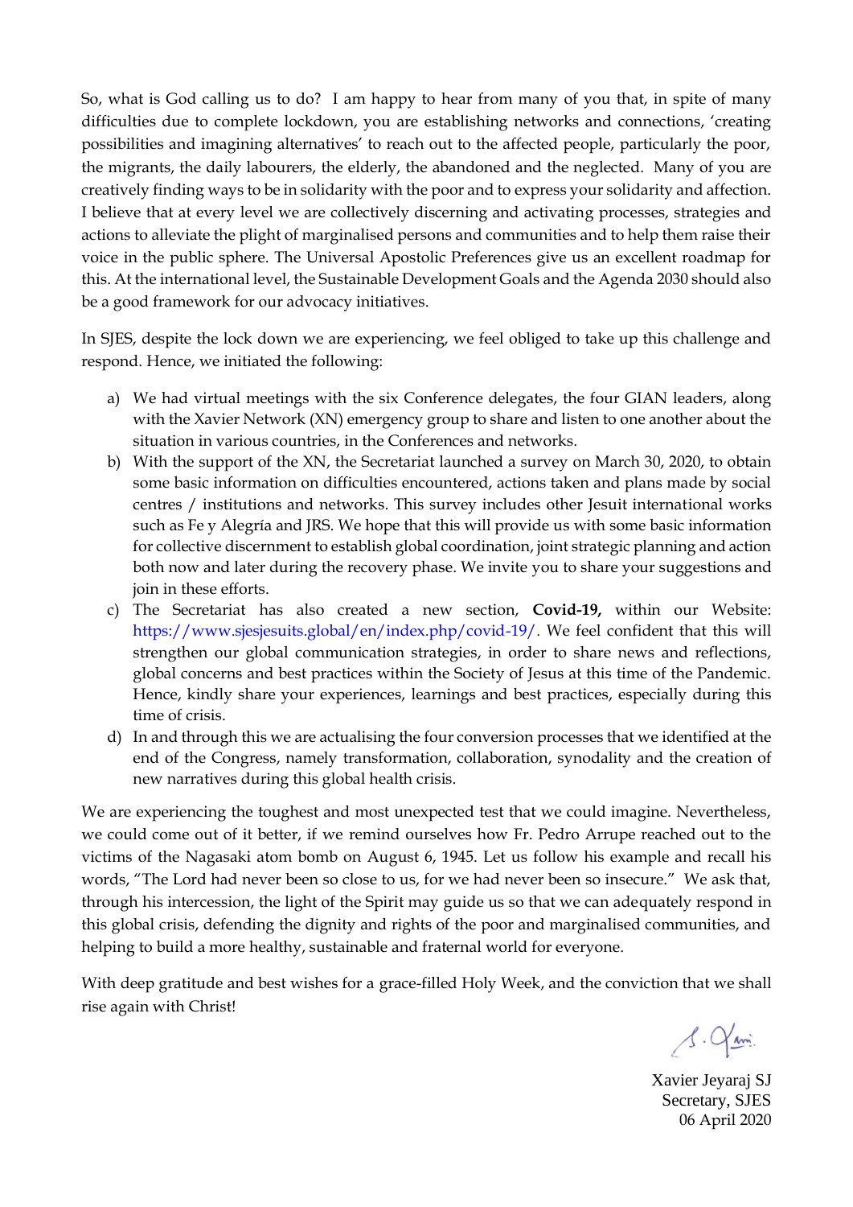So, what is God calling us to do? I am happy to hear from many of you that, in spite of many difficulties due to complete lockdown, you are establishing networks and connections, 'creating possibilities and imagining alternatives' to reach out to the affected people, particularly the poor, the migrants, the daily labourers, the elderly, the abandoned and the neglected. Many of you are creatively finding ways to be in solidarity with the poor and to express your solidarity and affection. I believe that at every level we are collectively discerning and activating processes, strategies and actions to alleviate the plight of marginalised persons and communities and to help them raise their voice in the public sphere. The Universal Apostolic Preferences give us an excellent roadmap for this. At the international level, the Sustainable Development Goals and the Agenda 2030 should also be a good framework for our advocacy initiatives.

In SJES, despite the lock down we are experiencing, we feel obliged to take up this challenge and respond. Hence, we initiated the following:

a) We had virtual meetings with the six Conference delegates, the four GIAN leaders, along with the Xavier Network (XN) emergency group to share and listen to one another about the situation in various countries, in the Conferences and networks.
b) With the support of the XN, the Secretariat launched a survey on March 30, 2020, to obtain some basic information on difficulties encountered, actions taken and plans made by social centres / institutions and networks. This survey includes other Jesuit international works such as Fe y Alegría and JRS. We hope that this will provide us with some basic information for collective discernment to establish global coordination, joint strategic planning and action both now and later during the recovery phase. We invite you to share your suggestions and join in these efforts.
c) The Secretariat has also created a new section, **Covid-19,** within our Website: https://www.sjesjesuits.global/en/index.php/covid-19/. We feel confident that this will strengthen our global communication strategies, in order to share news and reflections, global concerns and best practices within the Society of Jesus at this time of the Pandemic. Hence, kindly share your experiences, learnings and best practices, especially during this time of crisis.
d) In and through this we are actualising the four conversion processes that we identified at the end of the Congress, namely transformation, collaboration, synodality and the creation of new narratives during this global health crisis.

We are experiencing the toughest and most unexpected test that we could imagine. Nevertheless, we could come out of it better, if we remind ourselves how Fr. Pedro Arrupe reached out to the victims of the Nagasaki atom bomb on August 6, 1945. Let us follow his example and recall his words, "The Lord had never been so close to us, for we had never been so insecure." We ask that, through his intercession, the light of the Spirit may guide us so that we can adequately respond in this global crisis, defending the dignity and rights of the poor and marginalised communities, and helping to build a more healthy, sustainable and fraternal world for everyone.

With deep gratitude and best wishes for a grace-filled Holy Week, and the conviction that we shall rise again with Christ!

Xavier Jeyaraj SJ
Secretary, SJES
06 April 2020